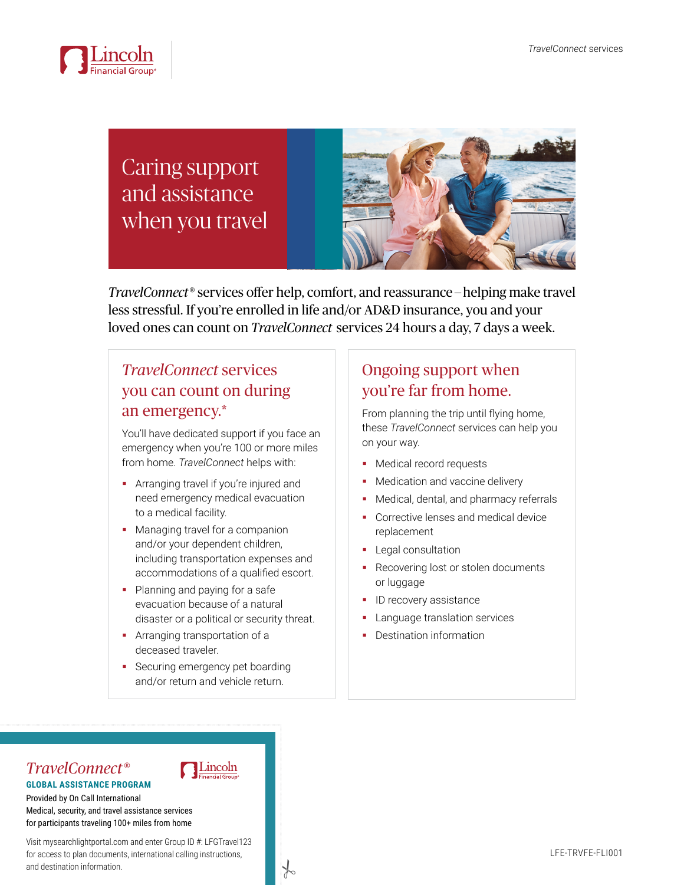# Caring support and assistance when you travel

*TravelConnect*® services offer help, comfort, and reassurance – helping make travel less stressful. If you're enrolled in life and/or AD&D insurance, you and your loved ones can count on *TravelConnect* services 24 hours a day, 7 days a week.

## *TravelConnect* services you can count on during an emergency.*

You'll have dedicated support if you face an emergency when you're 100 or more miles from home. *TravelConnect* helps with:

- Arranging travel if you're injured and need emergency medical evacuation to a medical facility.
- Managing travel for a companion and/or your dependent children, including transportation expenses and accommodations of a qualified escort.
- Planning and paying for a safe evacuation because of a natural disaster or a political or security threat.
- Arranging transportation of a deceased traveler.
- Securing emergency pet boarding and/or return and vehicle return.

## Ongoing support when you're far from home.

From planning the trip until flying home, these *TravelConnect* services can help you on your way.

- Medical record requests
- Medication and vaccine delivery
- Medical, dental, and pharmacy referrals
- Corrective lenses and medical device replacement
- Legal consultation
- Recovering lost or stolen documents or luggage
- ID recovery assistance
- Language translation services
- Destination information

---

*TravelConnect*®

**GLOBAL ASSISTANCE PROGRAM**

Provided by On Call International

Medical, security, and travel assistance services for participants traveling 100+ miles from home

Visit mysearchlightportal.com and enter Group ID #: LFGTravel123 for access to plan documents, international calling instructions, and destination information.

LFE-TRVFE-FLI001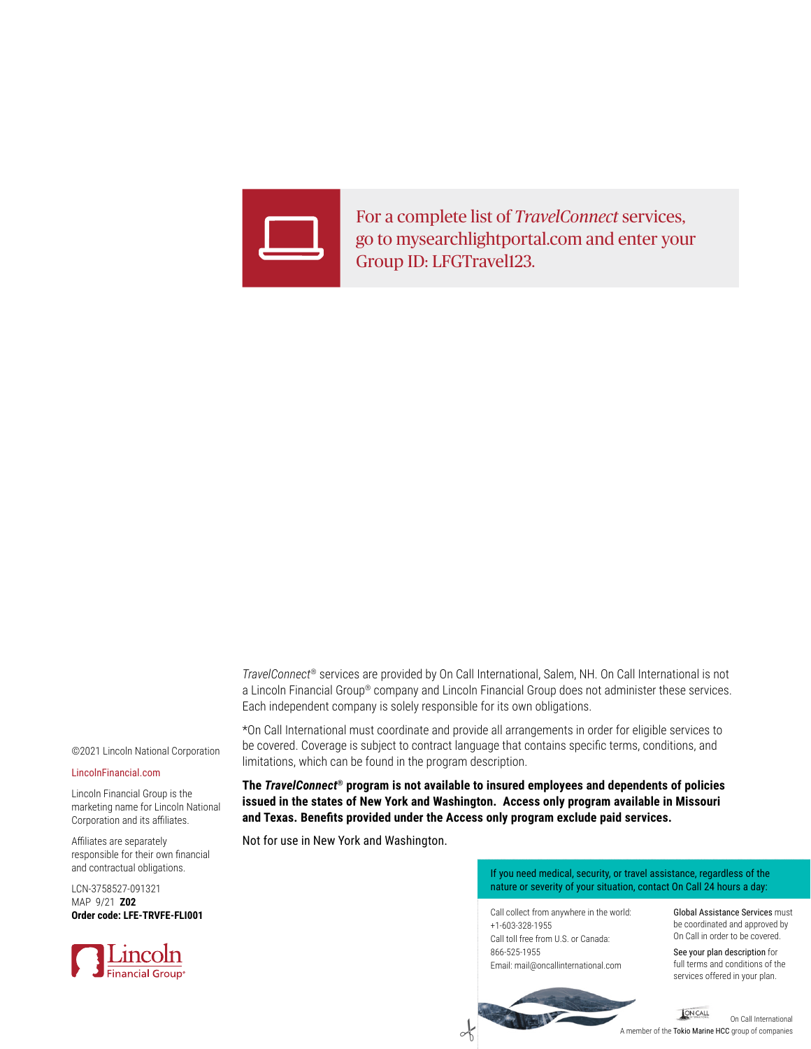For a complete list of *TravelConnect* services, go to mysearchlightportal.com and enter your Group ID: LFGTravel123.

*TravelConnect*® services are provided by On Call International, Salem, NH. On Call International is not a Lincoln Financial Group® company and Lincoln Financial Group does not administer these services. Each independent company is solely responsible for its own obligations.

*On Call International must coordinate and provide all arrangements in order for eligible services to be covered. Coverage is subject to contract language that contains specific terms, conditions, and limitations, which can be found in the program description.

**The *TravelConnect*® program is not available to insured employees and dependents of policies issued in the states of New York and Washington. Access only program available in Missouri and Texas. Benefits provided under the Access only program exclude paid services.**

Not for use in New York and Washington.

©2021 Lincoln National Corporation

LincolnFinancial.com

Lincoln Financial Group is the marketing name for Lincoln National Corporation and its affiliates.

Affiliates are separately responsible for their own financial and contractual obligations.

LCN-3758527-091321
MAP 9/21 **Z02**
**Order code: LFE-TRVFE-FLI001**

Lincoln Financial Group®

If you need medical, security, or travel assistance, regardless of the nature or severity of your situation, contact On Call 24 hours a day:

Call collect from anywhere in the world: +1-603-328-1955
Call toll free from U.S. or Canada: 866-525-1955
Email: mail@oncallinternational.com

Global Assistance Services must be coordinated and approved by On Call in order to be covered.

See your plan description for full terms and conditions of the services offered in your plan.

On Call International
A member of the Tokio Marine HCC group of companies